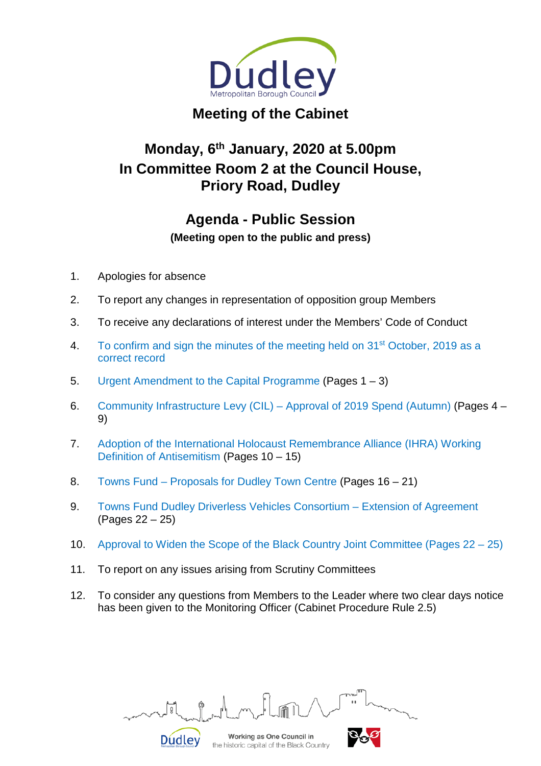# Meeting of the Cabinet

## Monday, 6th January, 2020 at 5.00pm
## In Committee Room 2 at the Council House, Priory Road, Dudley

## Agenda - Public Session

**(Meeting open to the public and press)**

1. Apologies for absence
2. To report any changes in representation of opposition group Members
3. To receive any declarations of interest under the Members' Code of Conduct
4. To confirm and sign the minutes of the meeting held on 31st October, 2019 as a correct record
5. Urgent Amendment to the Capital Programme (Pages 1 – 3)
6. Community Infrastructure Levy (CIL) – Approval of 2019 Spend (Autumn) (Pages 4 – 9)
7. Adoption of the International Holocaust Remembrance Alliance (IHRA) Working Definition of Antisemitism (Pages 10 – 15)
8. Towns Fund – Proposals for Dudley Town Centre (Pages 16 – 21)
9. Towns Fund Dudley Driverless Vehicles Consortium – Extension of Agreement (Pages 22 – 25)
10. Approval to Widen the Scope of the Black Country Joint Committee (Pages 22 – 25)
11. To report on any issues arising from Scrutiny Committees
12. To consider any questions from Members to the Leader where two clear days notice has been given to the Monitoring Officer (Cabinet Procedure Rule 2.5)

Working as One Council in the historic capital of the Black Country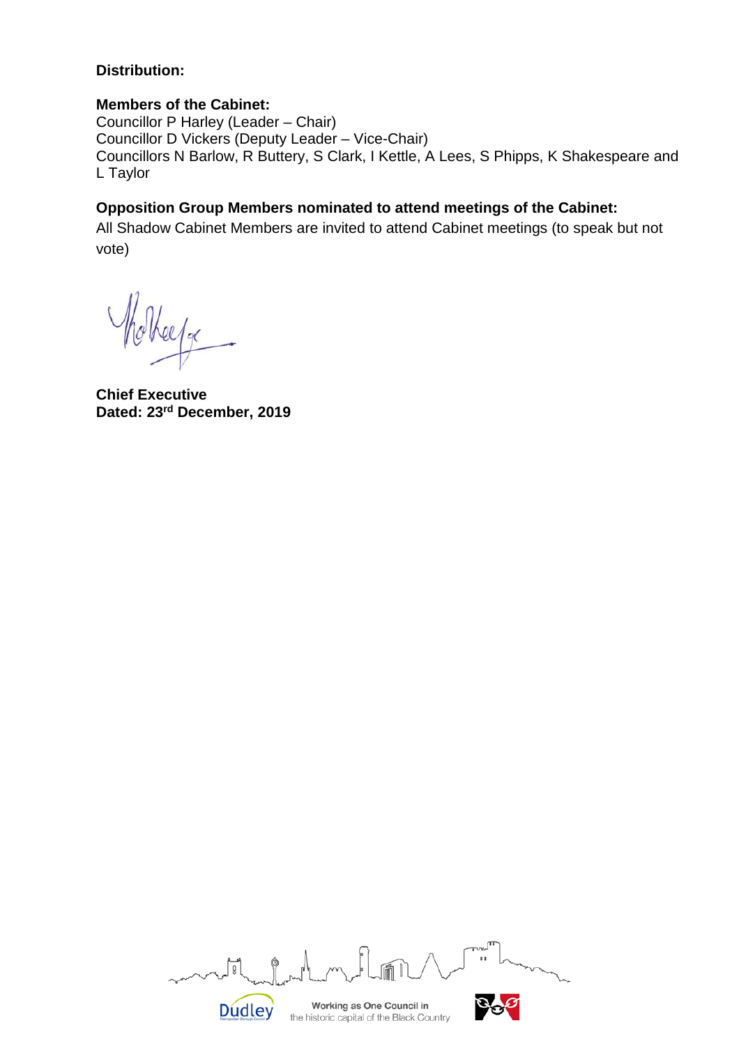**Distribution:**

**Members of the Cabinet:**
Councillor P Harley (Leader – Chair)
Councillor D Vickers (Deputy Leader – Vice-Chair)
Councillors N Barlow, R Buttery, S Clark, I Kettle, A Lees, S Phipps, K Shakespeare and L Taylor

**Opposition Group Members nominated to attend meetings of the Cabinet:**
All Shadow Cabinet Members are invited to attend Cabinet meetings (to speak but not vote)

**Chief Executive**
**Dated: 23rd December, 2019**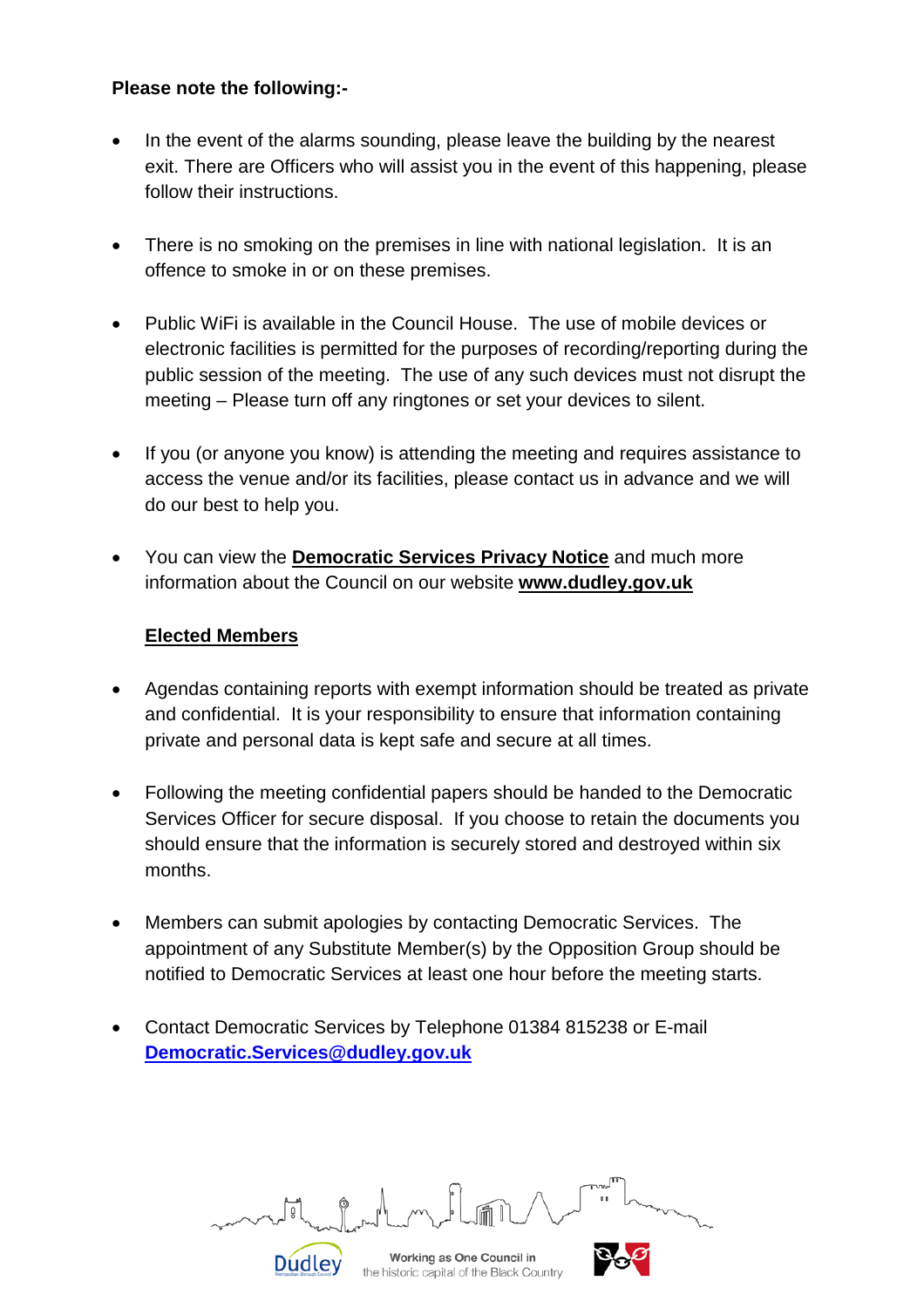**Please note the following:-**

- In the event of the alarms sounding, please leave the building by the nearest exit. There are Officers who will assist you in the event of this happening, please follow their instructions.

- There is no smoking on the premises in line with national legislation. It is an offence to smoke in or on these premises.

- Public WiFi is available in the Council House. The use of mobile devices or electronic facilities is permitted for the purposes of recording/reporting during the public session of the meeting. The use of any such devices must not disrupt the meeting – Please turn off any ringtones or set your devices to silent.

- If you (or anyone you know) is attending the meeting and requires assistance to access the venue and/or its facilities, please contact us in advance and we will do our best to help you.

- You can view the **Democratic Services Privacy Notice** and much more information about the Council on our website **www.dudley.gov.uk**

**Elected Members**

- Agendas containing reports with exempt information should be treated as private and confidential. It is your responsibility to ensure that information containing private and personal data is kept safe and secure at all times.

- Following the meeting confidential papers should be handed to the Democratic Services Officer for secure disposal. If you choose to retain the documents you should ensure that the information is securely stored and destroyed within six months.

- Members can submit apologies by contacting Democratic Services. The appointment of any Substitute Member(s) by the Opposition Group should be notified to Democratic Services at least one hour before the meeting starts.

- Contact Democratic Services by Telephone 01384 815238 or E-mail **Democratic.Services@dudley.gov.uk**

Working as One Council in the historic capital of the Black Country